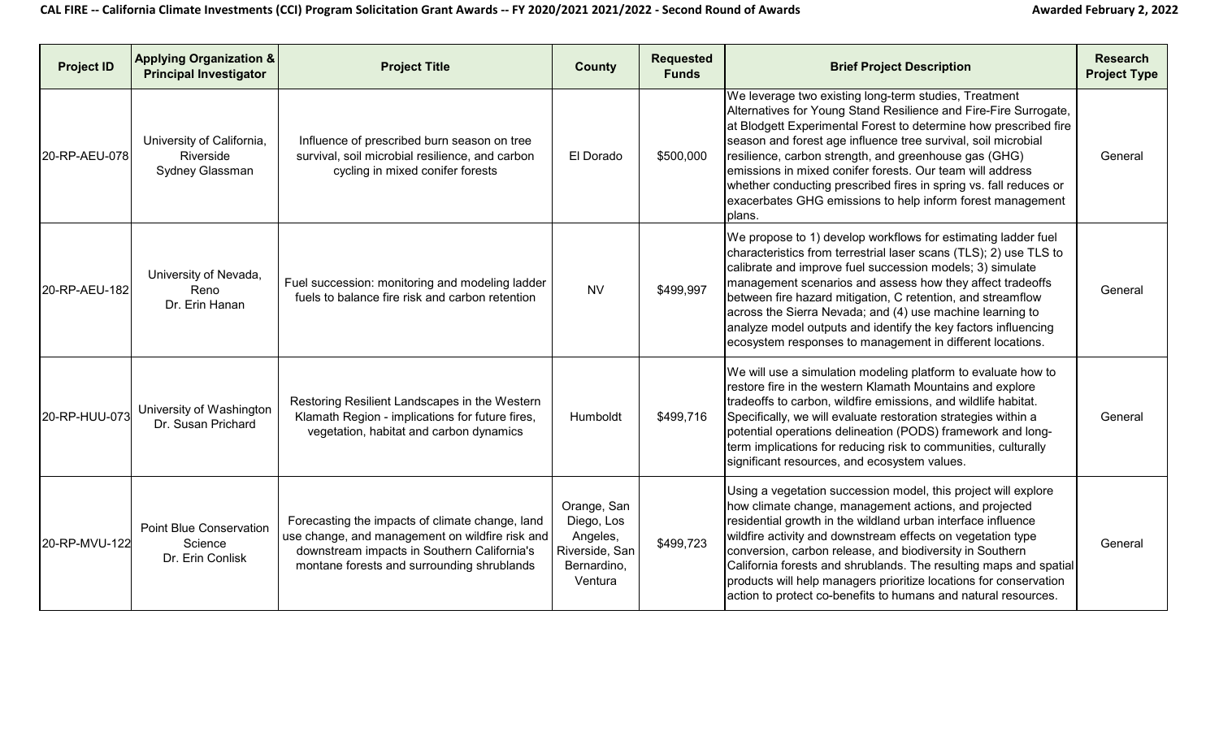# CAL FIRE -- California Climate Investments (CCI) Program Solicitation Grant Awards -- FY 2020/2021 2021/2022 - Second Round of Awards

Awarded February 2, 2022

| Project ID | Applying Organization & Principal Investigator | Project Title | County | Requested Funds | Brief Project Description | Research Project Type |
| --- | --- | --- | --- | --- | --- | --- |
| 20-RP-AEU-078 | University of California, Riverside Sydney Glassman | Influence of prescribed burn season on tree survival, soil microbial resilience, and carbon cycling in mixed conifer forests | El Dorado | $500,000 | We leverage two existing long-term studies, Treatment Alternatives for Young Stand Resilience and Fire-Fire Surrogate, at Blodgett Experimental Forest to determine how prescribed fire season and forest age influence tree survival, soil microbial resilience, carbon strength, and greenhouse gas (GHG) emissions in mixed conifer forests. Our team will address whether conducting prescribed fires in spring vs. fall reduces or exacerbates GHG emissions to help inform forest management plans. | General |
| 20-RP-AEU-182 | University of Nevada, Reno Dr. Erin Hanan | Fuel succession: monitoring and modeling ladder fuels to balance fire risk and carbon retention | NV | $499,997 | We propose to 1) develop workflows for estimating ladder fuel characteristics from terrestrial laser scans (TLS); 2) use TLS to calibrate and improve fuel succession models; 3) simulate management scenarios and assess how they affect tradeoffs between fire hazard mitigation, C retention, and streamflow across the Sierra Nevada; and (4) use machine learning to analyze model outputs and identify the key factors influencing ecosystem responses to management in different locations. | General |
| 20-RP-HUU-073 | University of Washington Dr. Susan Prichard | Restoring Resilient Landscapes in the Western Klamath Region - implications for future fires, vegetation, habitat and carbon dynamics | Humboldt | $499,716 | We will use a simulation modeling platform to evaluate how to restore fire in the western Klamath Mountains and explore tradeoffs to carbon, wildfire emissions, and wildlife habitat. Specifically, we will evaluate restoration strategies within a potential operations delineation (PODS) framework and long-term implications for reducing risk to communities, culturally significant resources, and ecosystem values. | General |
| 20-RP-MVU-122 | Point Blue Conservation Science Dr. Erin Conlisk | Forecasting the impacts of climate change, land use change, and management on wildfire risk and downstream impacts in Southern California's montane forests and surrounding shrublands | Orange, San Diego, Los Angeles, Riverside, San Bernardino, Ventura | $499,723 | Using a vegetation succession model, this project will explore how climate change, management actions, and projected residential growth in the wildland urban interface influence wildfire activity and downstream effects on vegetation type conversion, carbon release, and biodiversity in Southern California forests and shrublands. The resulting maps and spatial products will help managers prioritize locations for conservation action to protect co-benefits to humans and natural resources. | General |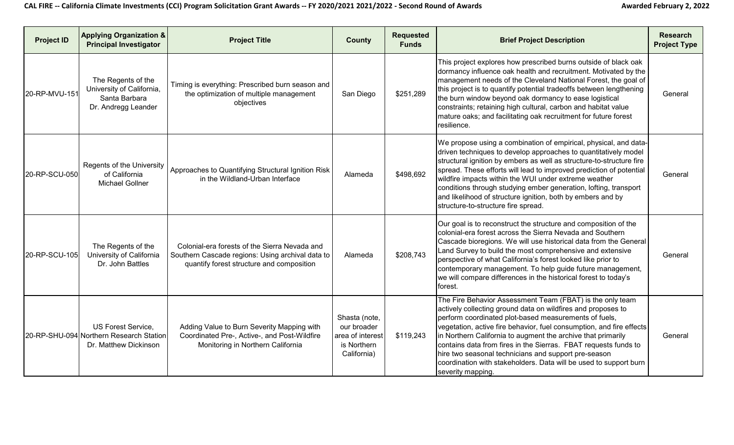| Project ID | Applying Organization & Principal Investigator | Project Title | County | Requested Funds | Brief Project Description | Research Project Type |
|---|---|---|---|---|---|---|
| 20-RP-MVU-151 | The Regents of the University of California, Santa Barbara Dr. Andregg Leander | Timing is everything: Prescribed burn season and the optimization of multiple management objectives | San Diego | $251,289 | This project explores how prescribed burns outside of black oak dormancy influence oak health and recruitment. Motivated by the management needs of the Cleveland National Forest, the goal of this project is to quantify potential tradeoffs between lengthening the burn window beyond oak dormancy to ease logistical constraints; retaining high cultural, carbon and habitat value mature oaks; and facilitating oak recruitment for future forest resilience. | General |
| 20-RP-SCU-050 | Regents of the University of California Michael Gollner | Approaches to Quantifying Structural Ignition Risk in the Wildland-Urban Interface | Alameda | $498,692 | We propose using a combination of empirical, physical, and data-driven techniques to develop approaches to quantitatively model structural ignition by embers as well as structure-to-structure fire spread. These efforts will lead to improved prediction of potential wildfire impacts within the WUI under extreme weather conditions through studying ember generation, lofting, transport and likelihood of structure ignition, both by embers and by structure-to-structure fire spread. | General |
| 20-RP-SCU-105 | The Regents of the University of California Dr. John Battles | Colonial-era forests of the Sierra Nevada and Southern Cascade regions: Using archival data to quantify forest structure and composition | Alameda | $208,743 | Our goal is to reconstruct the structure and composition of the colonial-era forest across the Sierra Nevada and Southern Cascade bioregions. We will use historical data from the General Land Survey to build the most comprehensive and extensive perspective of what California's forest looked like prior to contemporary management. To help guide future management, we will compare differences in the historical forest to today's forest. | General |
| 20-RP-SHU-094 | US Forest Service, Northern Research Station Dr. Matthew Dickinson | Adding Value to Burn Severity Mapping with Coordinated Pre-, Active-, and Post-Wildfire Monitoring in Northern California | Shasta (note, our broader area of interest is Northern California) | $119,243 | The Fire Behavior Assessment Team (FBAT) is the only team actively collecting ground data on wildfires and proposes to perform coordinated plot-based measurements of fuels, vegetation, active fire behavior, fuel consumption, and fire effects in Northern California to augment the archive that primarily contains data from fires in the Sierras. FBAT requests funds to hire two seasonal technicians and support pre-season coordination with stakeholders. Data will be used to support burn severity mapping. | General |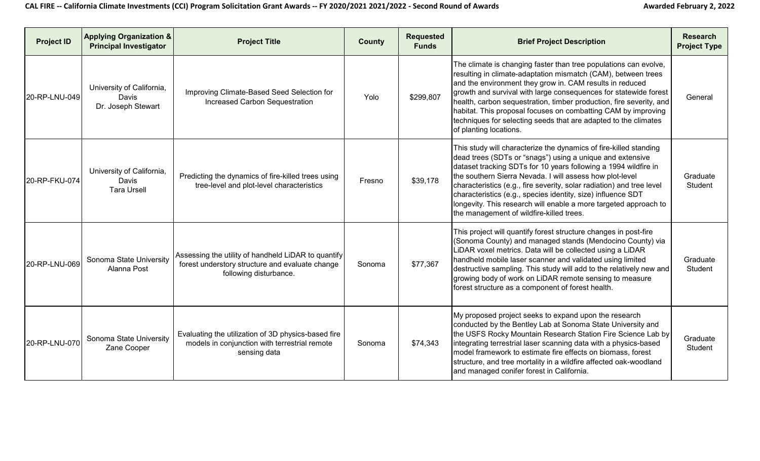| Project ID | Applying Organization & Principal Investigator | Project Title | County | Requested Funds | Brief Project Description | Research Project Type |
|---|---|---|---|---|---|---|
| 20-RP-LNU-049 | University of California, Davis Dr. Joseph Stewart | Improving Climate-Based Seed Selection for Increased Carbon Sequestration | Yolo | $299,807 | The climate is changing faster than tree populations can evolve, resulting in climate-adaptation mismatch (CAM), between trees and the environment they grow in. CAM results in reduced growth and survival with large consequences for statewide forest health, carbon sequestration, timber production, fire severity, and habitat. This proposal focuses on combatting CAM by improving techniques for selecting seeds that are adapted to the climates of planting locations. | General |
| 20-RP-FKU-074 | University of California, Davis Tara Ursell | Predicting the dynamics of fire-killed trees using tree-level and plot-level characteristics | Fresno | $39,178 | This study will characterize the dynamics of fire-killed standing dead trees (SDTs or "snags") using a unique and extensive dataset tracking SDTs for 10 years following a 1994 wildfire in the southern Sierra Nevada. I will assess how plot-level characteristics (e.g., fire severity, solar radiation) and tree level characteristics (e.g., species identity, size) influence SDT longevity. This research will enable a more targeted approach to the management of wildfire-killed trees. | Graduate Student |
| 20-RP-LNU-069 | Sonoma State University Alanna Post | Assessing the utility of handheld LiDAR to quantify forest understory structure and evaluate change following disturbance. | Sonoma | $77,367 | This project will quantify forest structure changes in post-fire (Sonoma County) and managed stands (Mendocino County) via LiDAR voxel metrics. Data will be collected using a LiDAR handheld mobile laser scanner and validated using limited destructive sampling. This study will add to the relatively new and growing body of work on LiDAR remote sensing to measure forest structure as a component of forest health. | Graduate Student |
| 20-RP-LNU-070 | Sonoma State University Zane Cooper | Evaluating the utilization of 3D physics-based fire models in conjunction with terrestrial remote sensing data | Sonoma | $74,343 | My proposed project seeks to expand upon the research conducted by the Bentley Lab at Sonoma State University and the USFS Rocky Mountain Research Station Fire Science Lab by integrating terrestrial laser scanning data with a physics-based model framework to estimate fire effects on biomass, forest structure, and tree mortality in a wildfire affected oak-woodland and managed conifer forest in California. | Graduate Student |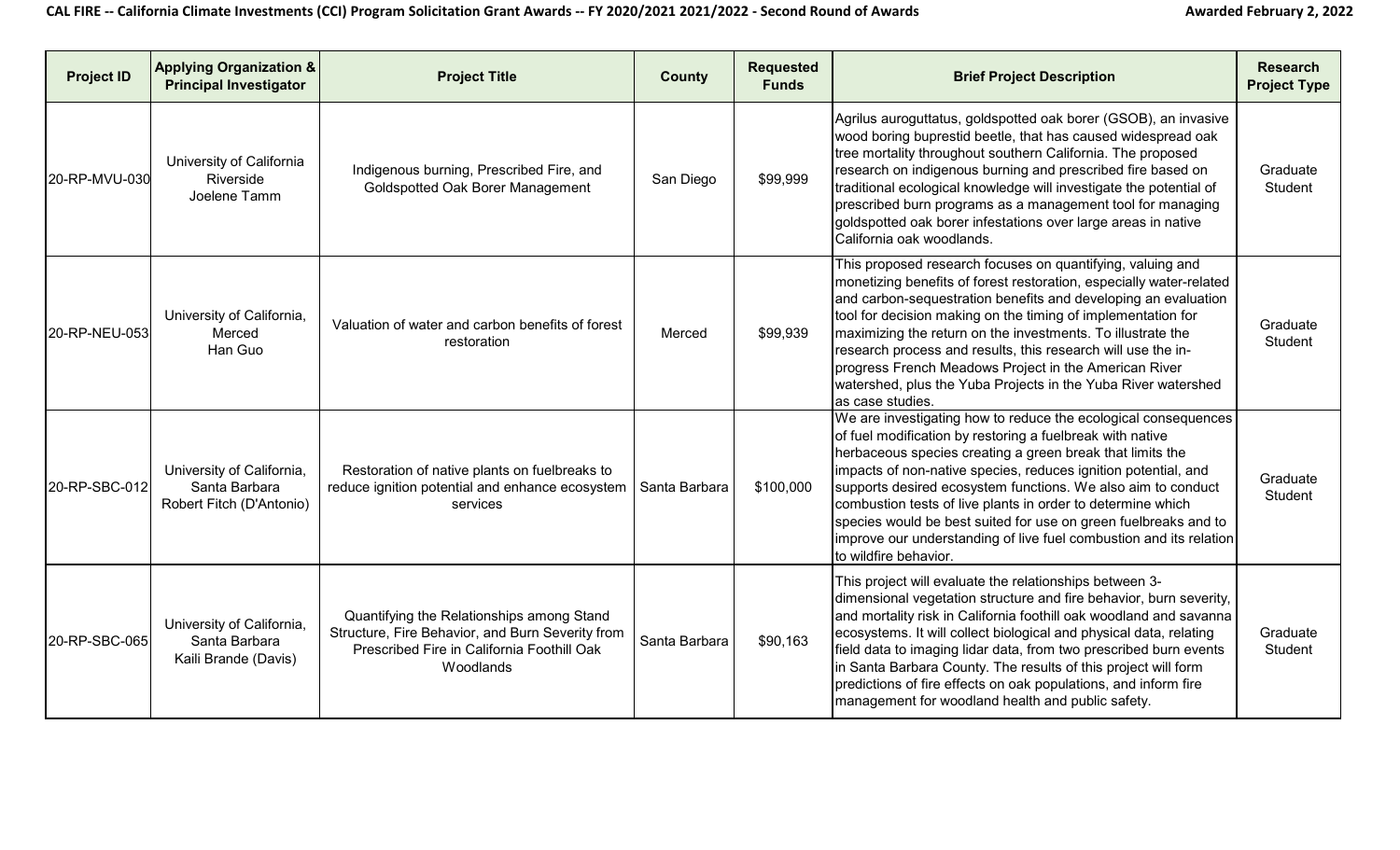| Project ID | Applying Organization & Principal Investigator | Project Title | County | Requested Funds | Brief Project Description | Research Project Type |
|---|---|---|---|---|---|---|
| 20-RP-MVU-030 | University of California Riverside Joelene Tamm | Indigenous burning, Prescribed Fire, and Goldspotted Oak Borer Management | San Diego | $99,999 | Agrilus auroguttatus, goldspotted oak borer (GSOB), an invasive wood boring buprestid beetle, that has caused widespread oak tree mortality throughout southern California. The proposed research on indigenous burning and prescribed fire based on traditional ecological knowledge will investigate the potential of prescribed burn programs as a management tool for managing goldspotted oak borer infestations over large areas in native California oak woodlands. | Graduate Student |
| 20-RP-NEU-053 | University of California, Merced Han Guo | Valuation of water and carbon benefits of forest restoration | Merced | $99,939 | This proposed research focuses on quantifying, valuing and monetizing benefits of forest restoration, especially water-related and carbon-sequestration benefits and developing an evaluation tool for decision making on the timing of implementation for maximizing the return on the investments. To illustrate the research process and results, this research will use the in-progress French Meadows Project in the American River watershed, plus the Yuba Projects in the Yuba River watershed as case studies. | Graduate Student |
| 20-RP-SBC-012 | University of California, Santa Barbara Robert Fitch (D'Antonio) | Restoration of native plants on fuelbreaks to reduce ignition potential and enhance ecosystem services | Santa Barbara | $100,000 | We are investigating how to reduce the ecological consequences of fuel modification by restoring a fuelbreak with native herbaceous species creating a green break that limits the impacts of non-native species, reduces ignition potential, and supports desired ecosystem functions. We also aim to conduct combustion tests of live plants in order to determine which species would be best suited for use on green fuelbreaks and to improve our understanding of live fuel combustion and its relation to wildfire behavior. | Graduate Student |
| 20-RP-SBC-065 | University of California, Santa Barbara Kaili Brande (Davis) | Quantifying the Relationships among Stand Structure, Fire Behavior, and Burn Severity from Prescribed Fire in California Foothill Oak Woodlands | Santa Barbara | $90,163 | This project will evaluate the relationships between 3-dimensional vegetation structure and fire behavior, burn severity, and mortality risk in California foothill oak woodland and savanna ecosystems. It will collect biological and physical data, relating field data to imaging lidar data, from two prescribed burn events in Santa Barbara County. The results of this project will form predictions of fire effects on oak populations, and inform fire management for woodland health and public safety. | Graduate Student |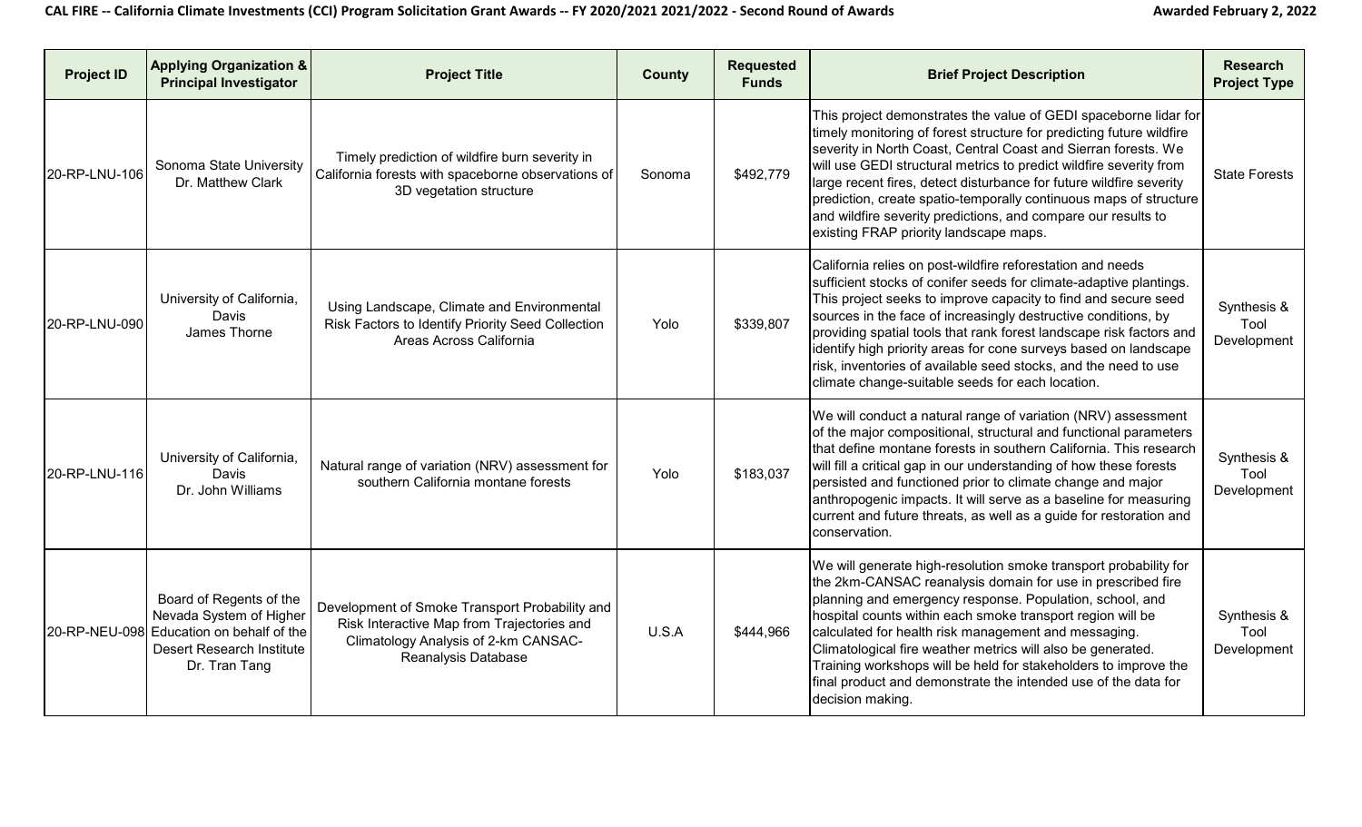| Project ID | Applying Organization & Principal Investigator | Project Title | County | Requested Funds | Brief Project Description | Research Project Type |
|---|---|---|---|---|---|---|
| 20-RP-LNU-106 | Sonoma State University Dr. Matthew Clark | Timely prediction of wildfire burn severity in California forests with spaceborne observations of 3D vegetation structure | Sonoma | $492,779 | This project demonstrates the value of GEDI spaceborne lidar for timely monitoring of forest structure for predicting future wildfire severity in North Coast, Central Coast and Sierran forests. We will use GEDI structural metrics to predict wildfire severity from large recent fires, detect disturbance for future wildfire severity prediction, create spatio-temporally continuous maps of structure and wildfire severity predictions, and compare our results to existing FRAP priority landscape maps. | State Forests |
| 20-RP-LNU-090 | University of California, Davis James Thorne | Using Landscape, Climate and Environmental Risk Factors to Identify Priority Seed Collection Areas Across California | Yolo | $339,807 | California relies on post-wildfire reforestation and needs sufficient stocks of conifer seeds for climate-adaptive plantings. This project seeks to improve capacity to find and secure seed sources in the face of increasingly destructive conditions, by providing spatial tools that rank forest landscape risk factors and identify high priority areas for cone surveys based on landscape risk, inventories of available seed stocks, and the need to use climate change-suitable seeds for each location. | Synthesis & Tool Development |
| 20-RP-LNU-116 | University of California, Davis Dr. John Williams | Natural range of variation (NRV) assessment for southern California montane forests | Yolo | $183,037 | We will conduct a natural range of variation (NRV) assessment of the major compositional, structural and functional parameters that define montane forests in southern California. This research will fill a critical gap in our understanding of how these forests persisted and functioned prior to climate change and major anthropogenic impacts. It will serve as a baseline for measuring current and future threats, as well as a guide for restoration and conservation. | Synthesis & Tool Development |
| 20-RP-NEU-098 | Board of Regents of the Nevada System of Higher Education on behalf of the Desert Research Institute Dr. Tran Tang | Development of Smoke Transport Probability and Risk Interactive Map from Trajectories and Climatology Analysis of 2-km CANSAC-Reanalysis Database | U.S.A | $444,966 | We will generate high-resolution smoke transport probability for the 2km-CANSAC reanalysis domain for use in prescribed fire planning and emergency response. Population, school, and hospital counts within each smoke transport region will be calculated for health risk management and messaging. Climatological fire weather metrics will also be generated. Training workshops will be held for stakeholders to improve the final product and demonstrate the intended use of the data for decision making. | Synthesis & Tool Development |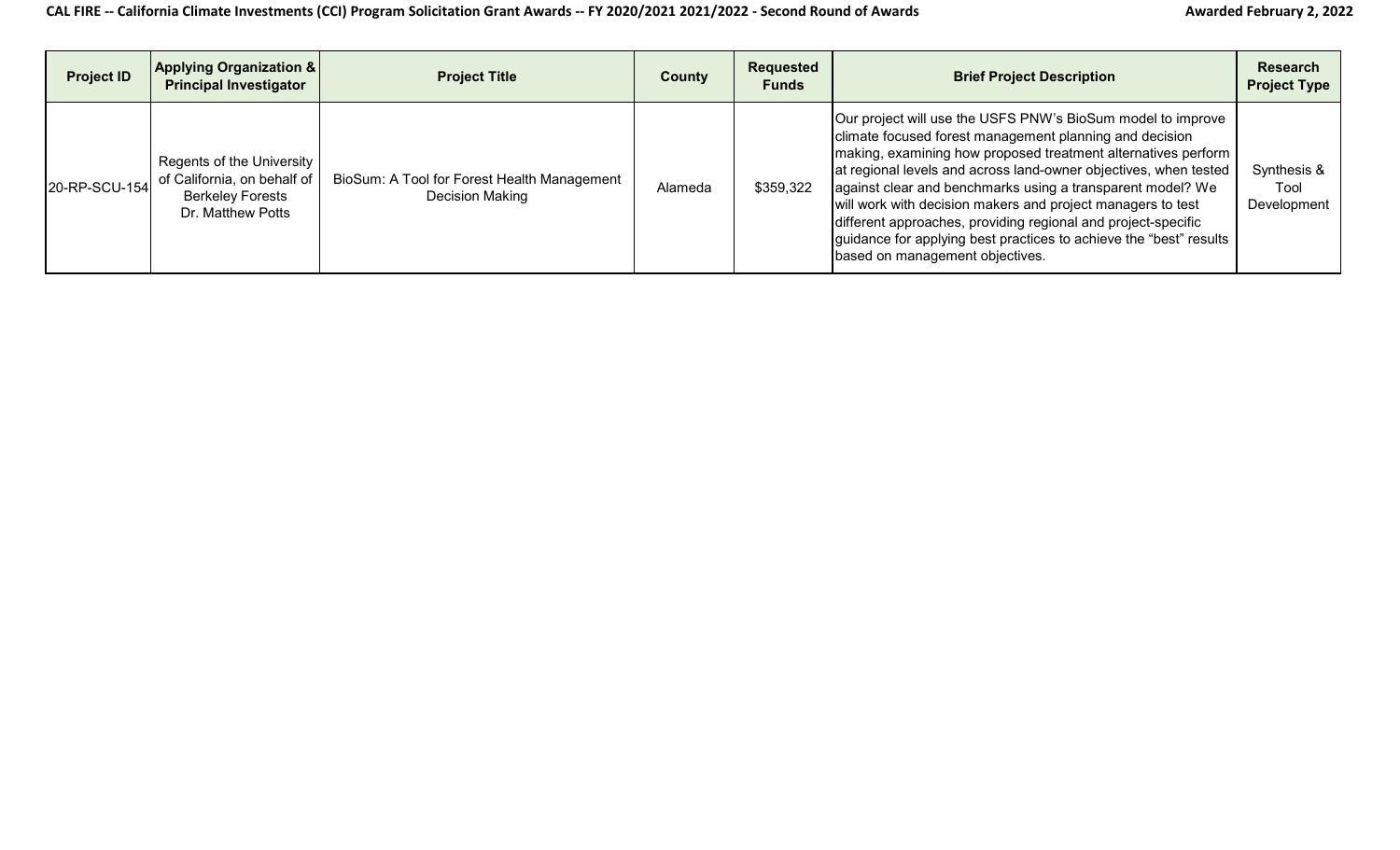| Project ID | Applying Organization & Principal Investigator | Project Title | County | Requested Funds | Brief Project Description | Research Project Type |
|---|---|---|---|---|---|---|
| 20-RP-SCU-154 | Regents of the University of California, on behalf of Berkeley Forests Dr. Matthew Potts | BioSum: A Tool for Forest Health Management Decision Making | Alameda | $359,322 | Our project will use the USFS PNW's BioSum model to improve climate focused forest management planning and decision making, examining how proposed treatment alternatives perform at regional levels and across land-owner objectives, when tested against clear and benchmarks using a transparent model? We will work with decision makers and project managers to test different approaches, providing regional and project-specific guidance for applying best practices to achieve the "best" results based on management objectives. | Synthesis & Tool Development |